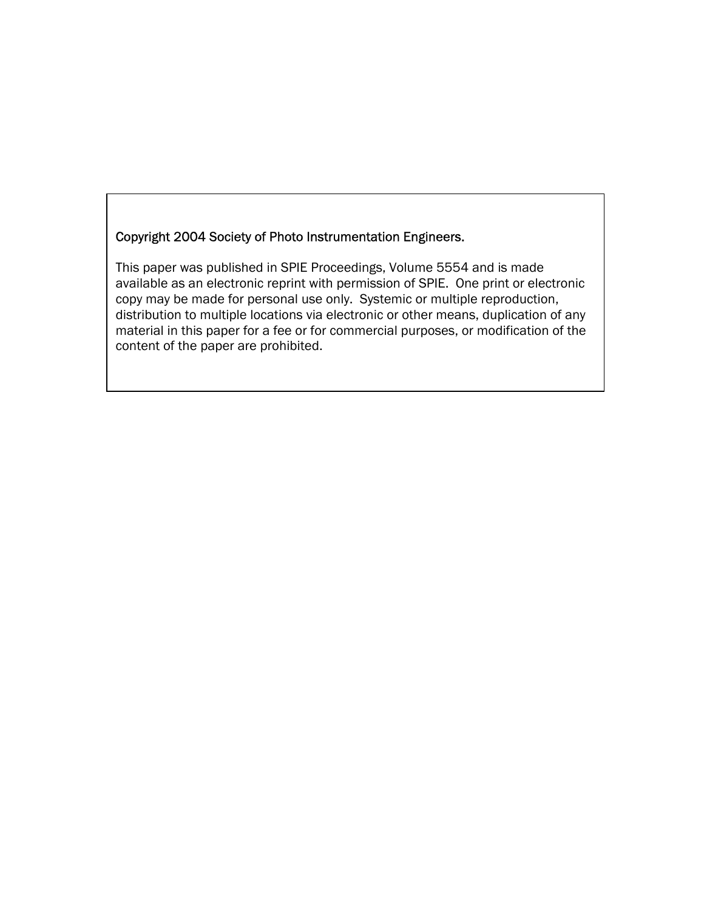Copyright 2004 Society of Photo Instrumentation Engineers.

This paper was published in SPIE Proceedings, Volume 5554 and is made available as an electronic reprint with permission of SPIE. One print or electronic copy may be made for personal use only. Systemic or multiple reproduction, distribution to multiple locations via electronic or other means, duplication of any material in this paper for a fee or for commercial purposes, or modification of the content of the paper are prohibited.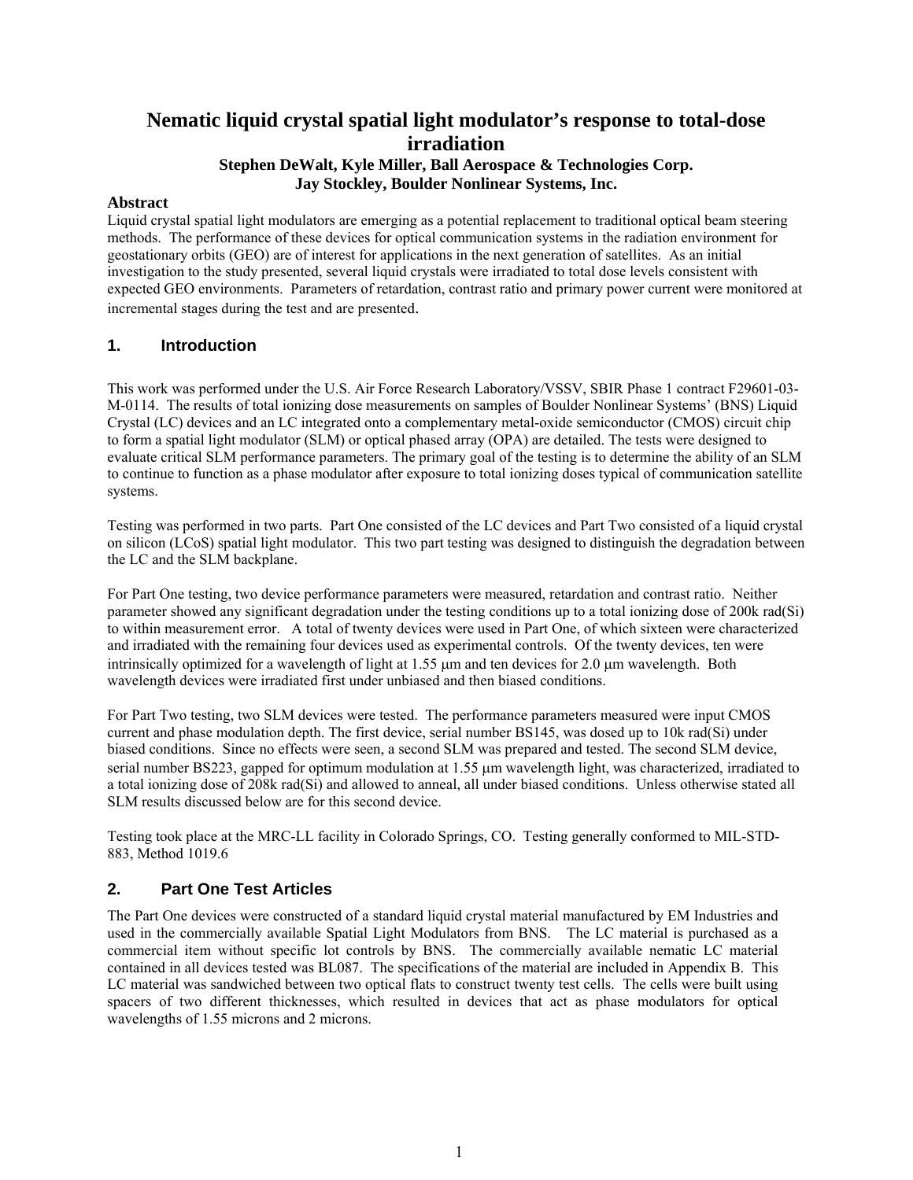# Nematic liquid crystal spatial light modulator's response to total-dose irradiation

**Stephen DeWalt, Kyle Miller, Ball Aerospace & Technologies Corp.**
**Jay Stockley, Boulder Nonlinear Systems, Inc.**

### Abstract

Liquid crystal spatial light modulators are emerging as a potential replacement to traditional optical beam steering methods. The performance of these devices for optical communication systems in the radiation environment for geostationary orbits (GEO) are of interest for applications in the next generation of satellites. As an initial investigation to the study presented, several liquid crystals were irradiated to total dose levels consistent with expected GEO environments. Parameters of retardation, contrast ratio and primary power current were monitored at incremental stages during the test and are presented.

## 1. Introduction

This work was performed under the U.S. Air Force Research Laboratory/VSSV, SBIR Phase 1 contract F29601-03-M-0114. The results of total ionizing dose measurements on samples of Boulder Nonlinear Systems' (BNS) Liquid Crystal (LC) devices and an LC integrated onto a complementary metal-oxide semiconductor (CMOS) circuit chip to form a spatial light modulator (SLM) or optical phased array (OPA) are detailed. The tests were designed to evaluate critical SLM performance parameters. The primary goal of the testing is to determine the ability of an SLM to continue to function as a phase modulator after exposure to total ionizing doses typical of communication satellite systems.

Testing was performed in two parts. Part One consisted of the LC devices and Part Two consisted of a liquid crystal on silicon (LCoS) spatial light modulator. This two part testing was designed to distinguish the degradation between the LC and the SLM backplane.

For Part One testing, two device performance parameters were measured, retardation and contrast ratio. Neither parameter showed any significant degradation under the testing conditions up to a total ionizing dose of 200k rad(Si) to within measurement error. A total of twenty devices were used in Part One, of which sixteen were characterized and irradiated with the remaining four devices used as experimental controls. Of the twenty devices, ten were intrinsically optimized for a wavelength of light at 1.55 μm and ten devices for 2.0 μm wavelength. Both wavelength devices were irradiated first under unbiased and then biased conditions.

For Part Two testing, two SLM devices were tested. The performance parameters measured were input CMOS current and phase modulation depth. The first device, serial number BS145, was dosed up to 10k rad(Si) under biased conditions. Since no effects were seen, a second SLM was prepared and tested. The second SLM device, serial number BS223, gapped for optimum modulation at 1.55 μm wavelength light, was characterized, irradiated to a total ionizing dose of 208k rad(Si) and allowed to anneal, all under biased conditions. Unless otherwise stated all SLM results discussed below are for this second device.

Testing took place at the MRC-LL facility in Colorado Springs, CO. Testing generally conformed to MIL-STD-883, Method 1019.6

## 2. Part One Test Articles

The Part One devices were constructed of a standard liquid crystal material manufactured by EM Industries and used in the commercially available Spatial Light Modulators from BNS. The LC material is purchased as a commercial item without specific lot controls by BNS. The commercially available nematic LC material contained in all devices tested was BL087. The specifications of the material are included in Appendix B. This LC material was sandwiched between two optical flats to construct twenty test cells. The cells were built using spacers of two different thicknesses, which resulted in devices that act as phase modulators for optical wavelengths of 1.55 microns and 2 microns.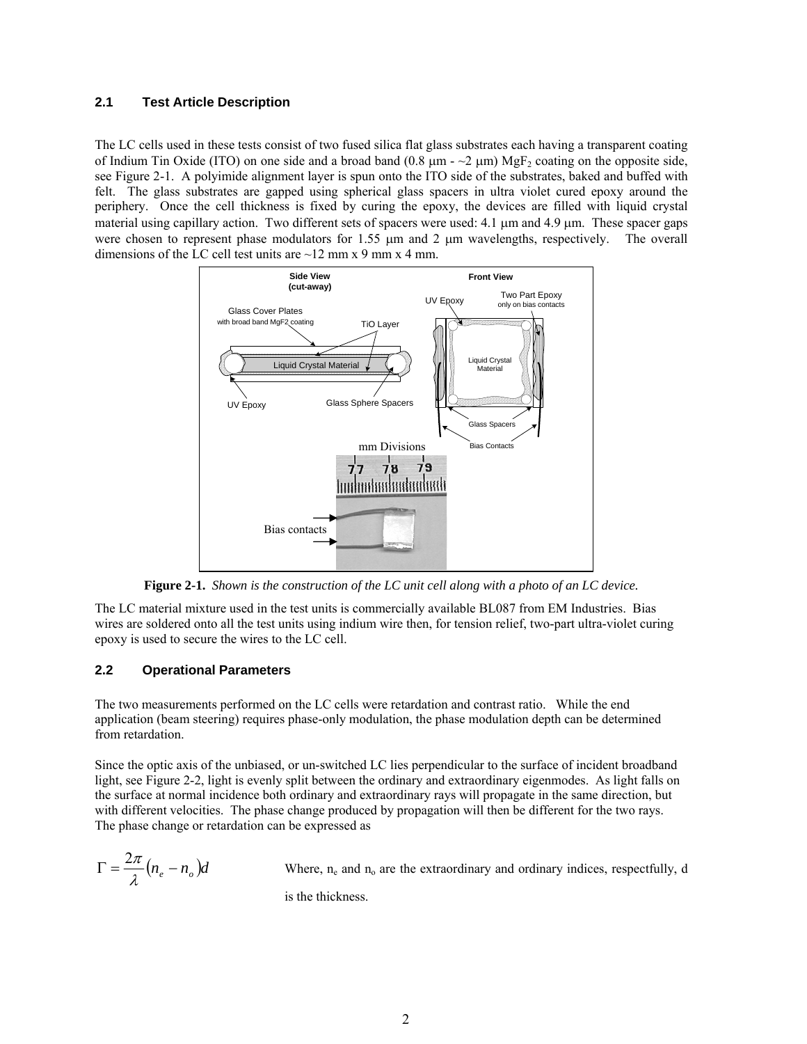## 2.1 Test Article Description

The LC cells used in these tests consist of two fused silica flat glass substrates each having a transparent coating of Indium Tin Oxide (ITO) on one side and a broad band (0.8 μm - ~2 μm) $MgF_2$ coating on the opposite side, see Figure 2-1. A polyimide alignment layer is spun onto the ITO side of the substrates, baked and buffed with felt. The glass substrates are gapped using spherical glass spacers in ultra violet cured epoxy around the periphery. Once the cell thickness is fixed by curing the epoxy, the devices are filled with liquid crystal material using capillary action. Two different sets of spacers were used: 4.1 μm and 4.9 μm. These spacer gaps were chosen to represent phase modulators for 1.55 μm and 2 μm wavelengths, respectively. The overall dimensions of the LC cell test units are ~12 mm x 9 mm x 4 mm.

Side View (cut-away)

Glass Cover Plates with broad band MgF2 coating

TiO Layer

Liquid Crystal Material

UV Epoxy

Glass Sphere Spacers

Front View

UV Epoxy

Two Part Epoxy only on bias contacts

Liquid Crystal Material

Glass Spacers

Bias Contacts

mm Divisions

77 78 79

Bias contacts

**Figure 2-1.** *Shown is the construction of the LC unit cell along with a photo of an LC device.*

The LC material mixture used in the test units is commercially available BL087 from EM Industries. Bias wires are soldered onto all the test units using indium wire then, for tension relief, two-part ultra-violet curing epoxy is used to secure the wires to the LC cell.

## 2.2 Operational Parameters

The two measurements performed on the LC cells were retardation and contrast ratio. While the end application (beam steering) requires phase-only modulation, the phase modulation depth can be determined from retardation.

Since the optic axis of the unbiased, or un-switched LC lies perpendicular to the surface of incident broadband light, see Figure 2-2, light is evenly split between the ordinary and extraordinary eigenmodes. As light falls on the surface at normal incidence both ordinary and extraordinary rays will propagate in the same direction, but with different velocities. The phase change produced by propagation will then be different for the two rays. The phase change or retardation can be expressed as

$$\Gamma = \frac{2\pi}{\lambda}(n_e - n_o)d$$

Where, $n_e$ and $n_o$ are the extraordinary and ordinary indices, respectfully, d is the thickness.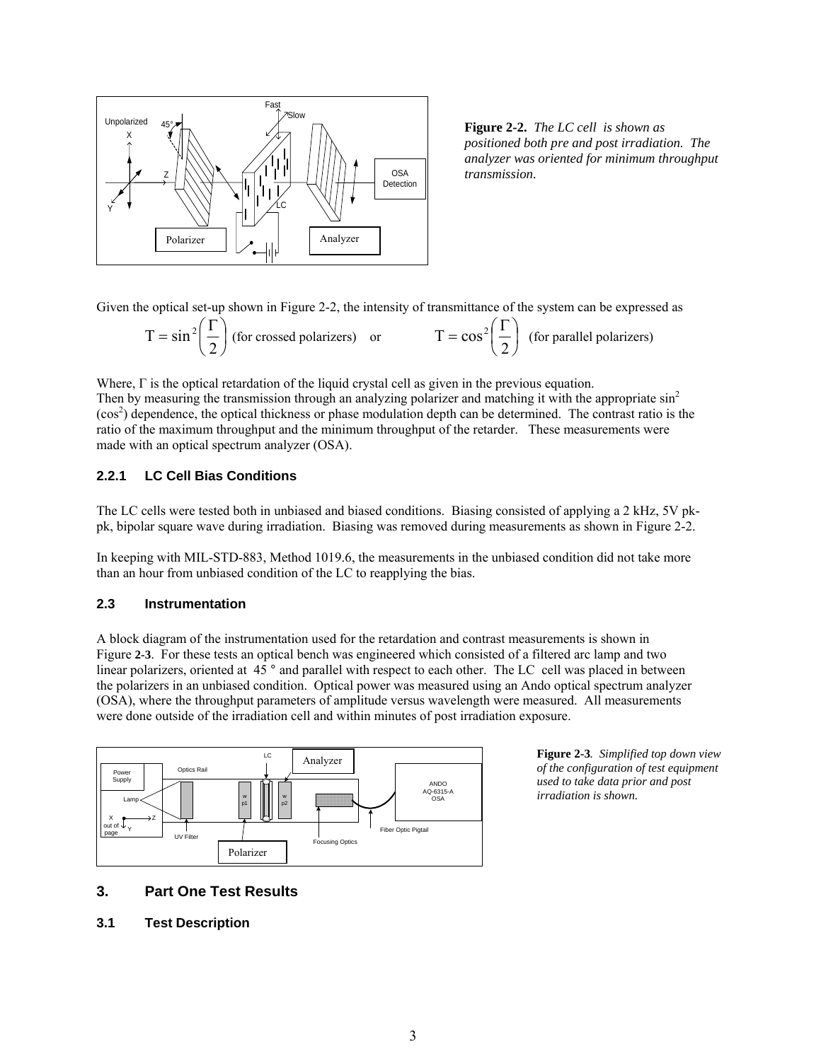Unpolarized

45°

X

Z

Y

Fast

Slow

LC

OSA Detection

Polarizer

Analyzer

**Figure 2-2.** *The LC cell is shown as positioned both pre and post irradiation. The analyzer was oriented for minimum throughput transmission.*

Given the optical set-up shown in Figure 2-2, the intensity of transmittance of the system can be expressed as

$$T = \sin^2\left(\frac{\Gamma}{2}\right) \text{ (for crossed polarizers)} \quad \text{or} \quad T = \cos^2\left(\frac{\Gamma}{2}\right) \text{ (for parallel polarizers)}$$

Where, $\Gamma$ is the optical retardation of the liquid crystal cell as given in the previous equation. Then by measuring the transmission through an analyzing polarizer and matching it with the appropriate $\sin^2$ ($\cos^2$) dependence, the optical thickness or phase modulation depth can be determined. The contrast ratio is the ratio of the maximum throughput and the minimum throughput of the retarder. These measurements were made with an optical spectrum analyzer (OSA).

### 2.2.1 LC Cell Bias Conditions

The LC cells were tested both in unbiased and biased conditions. Biasing consisted of applying a 2 kHz, 5V pk-pk, bipolar square wave during irradiation. Biasing was removed during measurements as shown in Figure 2-2.

In keeping with MIL-STD-883, Method 1019.6, the measurements in the unbiased condition did not take more than an hour from unbiased condition of the LC to reapplying the bias.

## 2.3 Instrumentation

A block diagram of the instrumentation used for the retardation and contrast measurements is shown in Figure **2-3**. For these tests an optical bench was engineered which consisted of a filtered arc lamp and two linear polarizers, oriented at 45 ° and parallel with respect to each other. The LC cell was placed in between the polarizers in an unbiased condition. Optical power was measured using an Ando optical spectrum analyzer (OSA), where the throughput parameters of amplitude versus wavelength were measured. All measurements were done outside of the irradiation cell and within minutes of post irradiation exposure.

Power Supply

Optics Rail

Lamp

X out of page

Y

Z

UV Filter

wp1

LC

wp2

Analyzer

Polarizer

Focusing Optics

Fiber Optic Pigtail

ANDO AQ-6315-A OSA

**Figure 2-3**. *Simplified top down view of the configuration of test equipment used to take data prior and post irradiation is shown.*

# 3. Part One Test Results

## 3.1 Test Description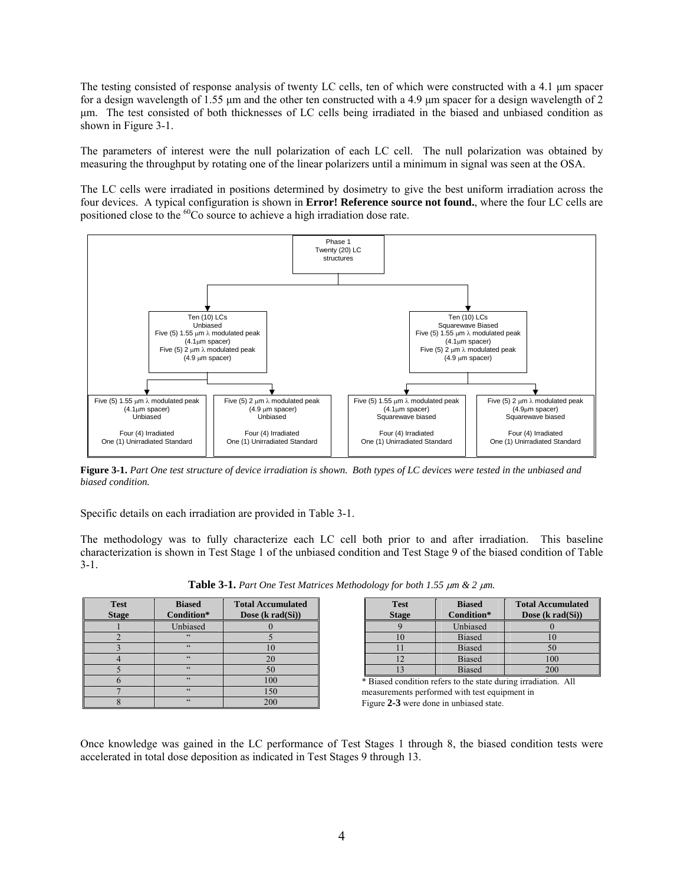The testing consisted of response analysis of twenty LC cells, ten of which were constructed with a 4.1 μm spacer for a design wavelength of 1.55 μm and the other ten constructed with a 4.9 μm spacer for a design wavelength of 2 μm. The test consisted of both thicknesses of LC cells being irradiated in the biased and unbiased condition as shown in Figure 3-1.

The parameters of interest were the null polarization of each LC cell. The null polarization was obtained by measuring the throughput by rotating one of the linear polarizers until a minimum in signal was seen at the OSA.

The LC cells were irradiated in positions determined by dosimetry to give the best uniform irradiation across the four devices. A typical configuration is shown in **Error! Reference source not found.**, where the four LC cells are positioned close to the $^{60}$Co source to achieve a high irradiation dose rate.

Phase 1
Twenty (20) LC structures

Ten (10) LCs
Unbiased
Five (5) 1.55 μm λ modulated peak (4.1μm spacer)
Five (5) 2 μm λ modulated peak (4.9 μm spacer)

Ten (10) LCs
Squarewave Biased
Five (5) 1.55 μm λ modulated peak (4.1μm spacer)
Five (5) 2 μm λ modulated peak (4.9 μm spacer)

Five (5) 1.55 μm λ modulated peak (4.1μm spacer)
Unbiased
Four (4) Irradiated
One (1) Unirradiated Standard

Five (5) 2 μm λ modulated peak (4.9 μm spacer)
Unbiased
Four (4) Irradiated
One (1) Unirradiated Standard

Five (5) 1.55 μm λ modulated peak (4.1μm spacer)
Squarewave biased
Four (4) Irradiated
One (1) Unirradiated Standard

Five (5) 2 μm λ modulated peak (4.9μm spacer)
Squarewave biased
Four (4) Irradiated
One (1) Unirradiated Standard

**Figure 3-1.** *Part One test structure of device irradiation is shown. Both types of LC devices were tested in the unbiased and biased condition.*

Specific details on each irradiation are provided in Table 3-1.

The methodology was to fully characterize each LC cell both prior to and after irradiation. This baseline characterization is shown in Test Stage 1 of the unbiased condition and Test Stage 9 of the biased condition of Table 3-1.

**Table 3-1.** *Part One Test Matrices Methodology for both 1.55 μm & 2 μm.*

| Test Stage | Biased Condition* | Total Accumulated Dose (k rad(Si)) |
|---|---|---|
| 1 | Unbiased | 0 |
| 2 | " | 5 |
| 3 | " | 10 |
| 4 | " | 20 |
| 5 | " | 50 |
| 6 | " | 100 |
| 7 | " | 150 |
| 8 | " | 200 |
| 9 | Unbiased | 0 |
| 10 | Biased | 10 |
| 11 | Biased | 50 |
| 12 | Biased | 100 |
| 13 | Biased | 200 |

* Biased condition refers to the state during irradiation. All measurements performed with test equipment in Figure **2-3** were done in unbiased state.

Once knowledge was gained in the LC performance of Test Stages 1 through 8, the biased condition tests were accelerated in total dose deposition as indicated in Test Stages 9 through 13.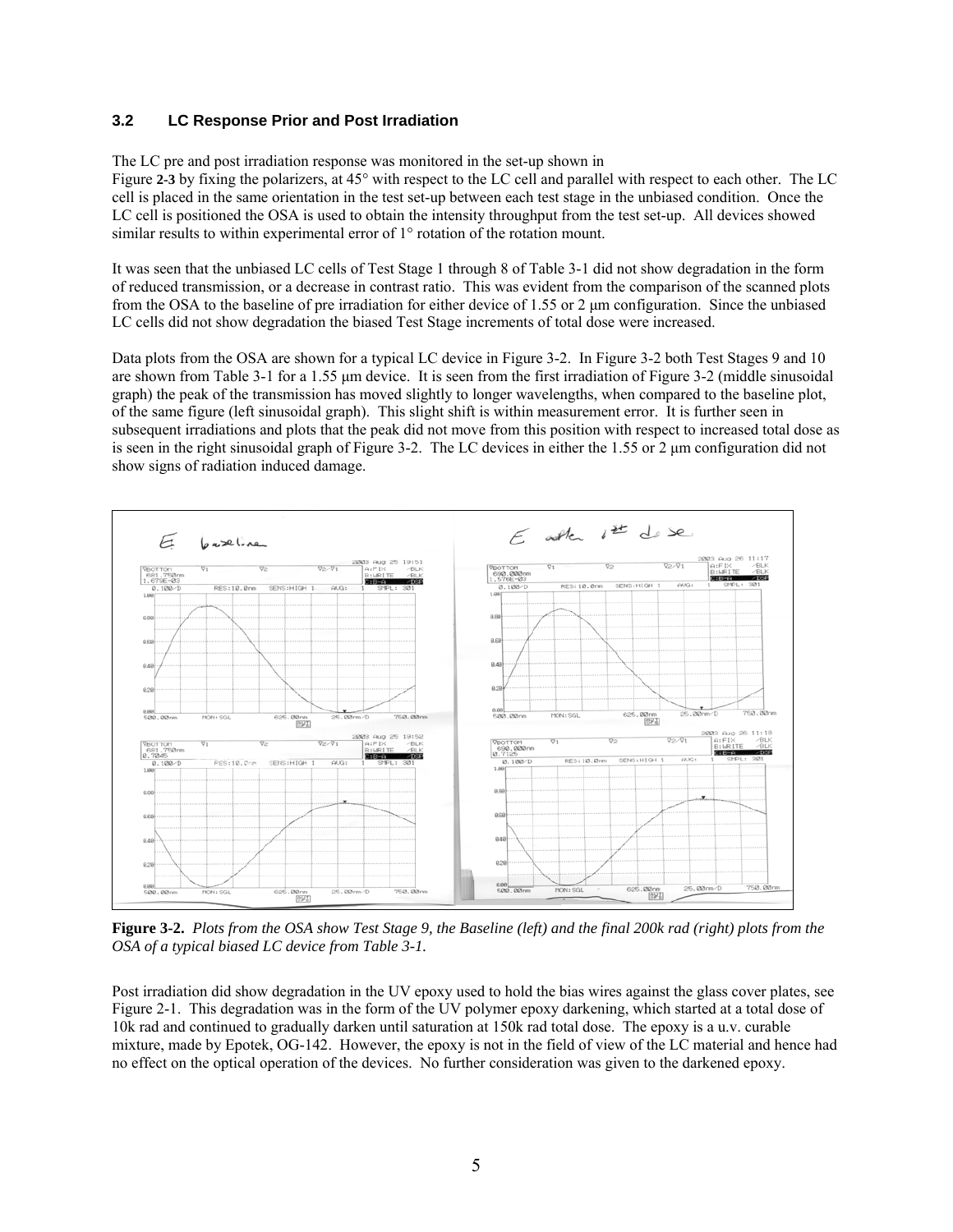### 3.2 LC Response Prior and Post Irradiation

The LC pre and post irradiation response was monitored in the set-up shown in Figure **2-3** by fixing the polarizers, at 45° with respect to the LC cell and parallel with respect to each other. The LC cell is placed in the same orientation in the test set-up between each test stage in the unbiased condition. Once the LC cell is positioned the OSA is used to obtain the intensity throughput from the test set-up. All devices showed similar results to within experimental error of 1° rotation of the rotation mount.

It was seen that the unbiased LC cells of Test Stage 1 through 8 of Table 3-1 did not show degradation in the form of reduced transmission, or a decrease in contrast ratio. This was evident from the comparison of the scanned plots from the OSA to the baseline of pre irradiation for either device of 1.55 or 2 μm configuration. Since the unbiased LC cells did not show degradation the biased Test Stage increments of total dose were increased.

Data plots from the OSA are shown for a typical LC device in Figure 3-2. In Figure 3-2 both Test Stages 9 and 10 are shown from Table 3-1 for a 1.55 μm device. It is seen from the first irradiation of Figure 3-2 (middle sinusoidal graph) the peak of the transmission has moved slightly to longer wavelengths, when compared to the baseline plot, of the same figure (left sinusoidal graph). This slight shift is within measurement error. It is further seen in subsequent irradiations and plots that the peak did not move from this position with respect to increased total dose as is seen in the right sinusoidal graph of Figure 3-2. The LC devices in either the 1.55 or 2 μm configuration did not show signs of radiation induced damage.

E baseline

E after 1st dose

**Figure 3-2.** *Plots from the OSA show Test Stage 9, the Baseline (left) and the final 200k rad (right) plots from the OSA of a typical biased LC device from Table 3-1.*

Post irradiation did show degradation in the UV epoxy used to hold the bias wires against the glass cover plates, see Figure 2-1. This degradation was in the form of the UV polymer epoxy darkening, which started at a total dose of 10k rad and continued to gradually darken until saturation at 150k rad total dose. The epoxy is a u.v. curable mixture, made by Epotek, OG-142. However, the epoxy is not in the field of view of the LC material and hence had no effect on the optical operation of the devices. No further consideration was given to the darkened epoxy.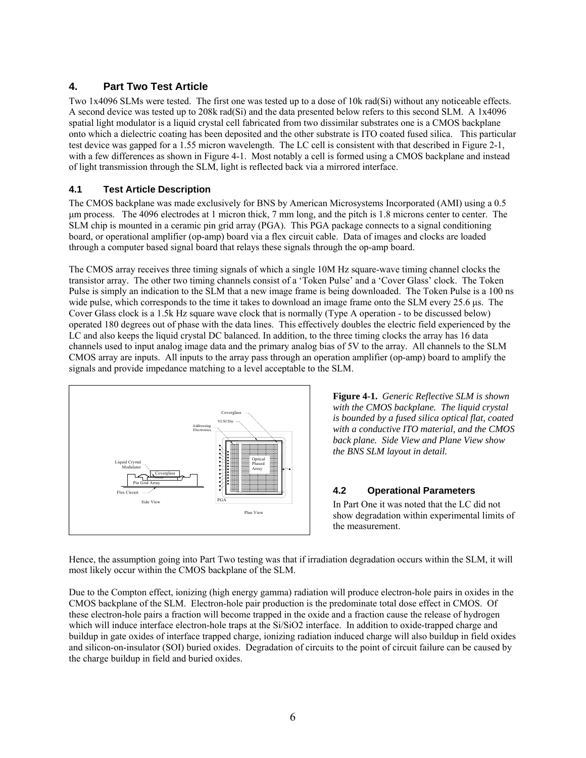## 4. Part Two Test Article

Two 1x4096 SLMs were tested. The first one was tested up to a dose of 10k rad(Si) without any noticeable effects. A second device was tested up to 208k rad(Si) and the data presented below refers to this second SLM. A 1x4096 spatial light modulator is a liquid crystal cell fabricated from two dissimilar substrates one is a CMOS backplane onto which a dielectric coating has been deposited and the other substrate is ITO coated fused silica. This particular test device was gapped for a 1.55 micron wavelength. The LC cell is consistent with that described in Figure 2-1, with a few differences as shown in Figure 4-1. Most notably a cell is formed using a CMOS backplane and instead of light transmission through the SLM, light is reflected back via a mirrored interface.

### 4.1 Test Article Description

The CMOS backplane was made exclusively for BNS by American Microsystems Incorporated (AMI) using a 0.5 μm process. The 4096 electrodes at 1 micron thick, 7 mm long, and the pitch is 1.8 microns center to center. The SLM chip is mounted in a ceramic pin grid array (PGA). This PGA package connects to a signal conditioning board, or operational amplifier (op-amp) board via a flex circuit cable. Data of images and clocks are loaded through a computer based signal board that relays these signals through the op-amp board.

The CMOS array receives three timing signals of which a single 10M Hz square-wave timing channel clocks the transistor array. The other two timing channels consist of a 'Token Pulse' and a 'Cover Glass' clock. The Token Pulse is simply an indication to the SLM that a new image frame is being downloaded. The Token Pulse is a 100 ns wide pulse, which corresponds to the time it takes to download an image frame onto the SLM every 25.6 μs. The Cover Glass clock is a 1.5k Hz square wave clock that is normally (Type A operation - to be discussed below) operated 180 degrees out of phase with the data lines. This effectively doubles the electric field experienced by the LC and also keeps the liquid crystal DC balanced. In addition, to the three timing clocks the array has 16 data channels used to input analog image data and the primary analog bias of 5V to the array. All channels to the SLM CMOS array are inputs. All inputs to the array pass through an operation amplifier (op-amp) board to amplify the signals and provide impedance matching to a level acceptable to the SLM.

Coverglass
VLSI Die
Addressing Electronics
Liquid Crystal Modulator
Coverglass
Pin Grid Array
Flex Circuit
Side View
Optical Phased Array
PGA
Plan View

**Figure 4-1.** *Generic Reflective SLM is shown with the CMOS backplane. The liquid crystal is bounded by a fused silica optical flat, coated with a conductive ITO material, and the CMOS back plane. Side View and Plane View show the BNS SLM layout in detail.*

### 4.2 Operational Parameters

In Part One it was noted that the LC did not show degradation within experimental limits of the measurement. Hence, the assumption going into Part Two testing was that if irradiation degradation occurs within the SLM, it will most likely occur within the CMOS backplane of the SLM.

Due to the Compton effect, ionizing (high energy gamma) radiation will produce electron-hole pairs in oxides in the CMOS backplane of the SLM. Electron-hole pair production is the predominate total dose effect in CMOS. Of these electron-hole pairs a fraction will become trapped in the oxide and a fraction cause the release of hydrogen which will induce interface electron-hole traps at the Si/SiO2 interface. In addition to oxide-trapped charge and buildup in gate oxides of interface trapped charge, ionizing radiation induced charge will also buildup in field oxides and silicon-on-insulator (SOI) buried oxides. Degradation of circuits to the point of circuit failure can be caused by the charge buildup in field and buried oxides.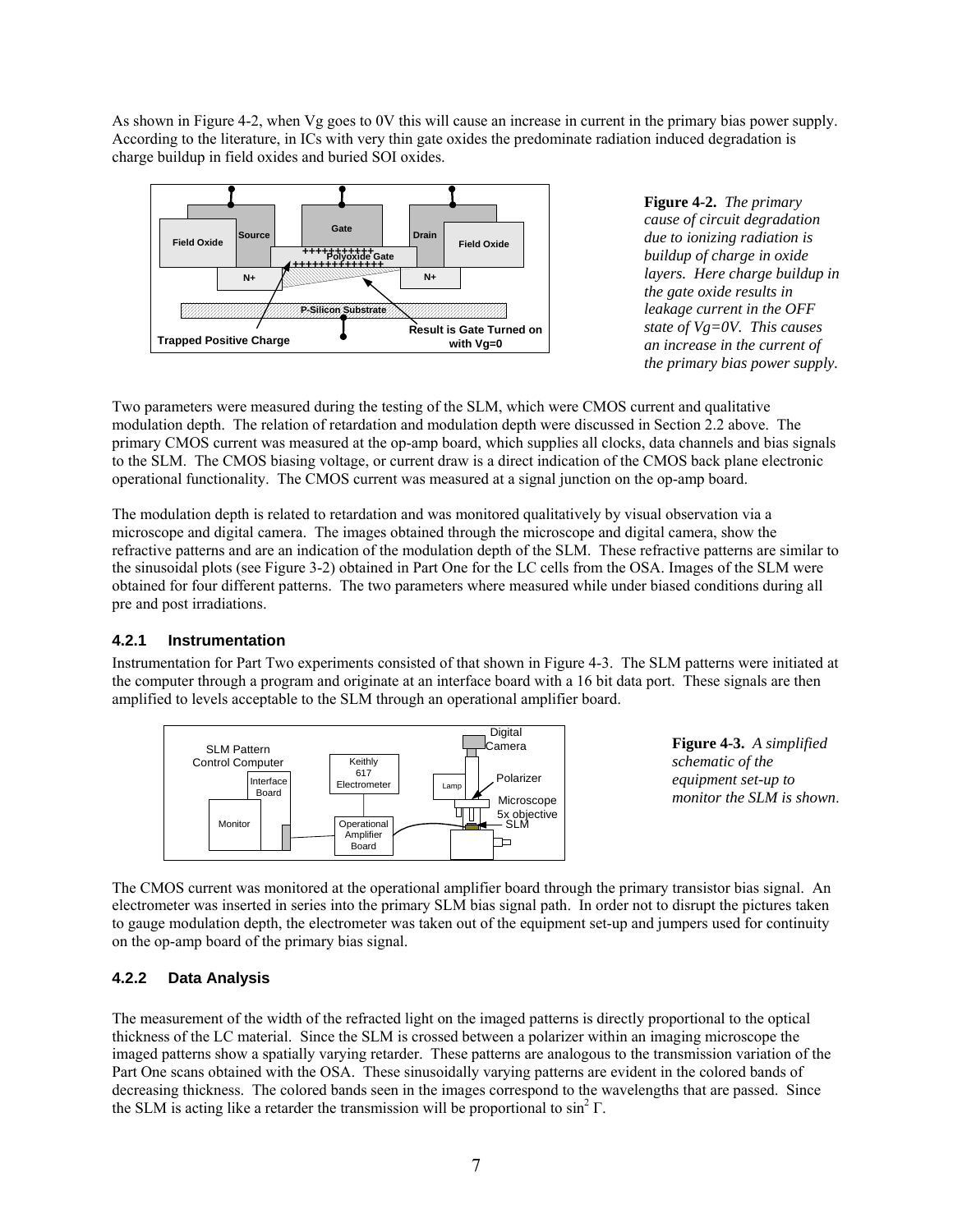As shown in Figure 4-2, when Vg goes to 0V this will cause an increase in current in the primary bias power supply. According to the literature, in ICs with very thin gate oxides the predominate radiation induced degradation is charge buildup in field oxides and buried SOI oxides.

Field Oxide
Source
Gate
Drain
Field Oxide
+++++++++++
Polyoxide Gate
++++++++++++++
N+
N+
P-Silicon Substrate
Trapped Positive Charge
Result is Gate Turned on with Vg=0

**Figure 4-2.** *The primary cause of circuit degradation due to ionizing radiation is buildup of charge in oxide layers. Here charge buildup in the gate oxide results in leakage current in the OFF state of Vg=0V. This causes an increase in the current of the primary bias power supply.*

Two parameters were measured during the testing of the SLM, which were CMOS current and qualitative modulation depth. The relation of retardation and modulation depth were discussed in Section 2.2 above. The primary CMOS current was measured at the op-amp board, which supplies all clocks, data channels and bias signals to the SLM. The CMOS biasing voltage, or current draw is a direct indication of the CMOS back plane electronic operational functionality. The CMOS current was measured at a signal junction on the op-amp board.

The modulation depth is related to retardation and was monitored qualitatively by visual observation via a microscope and digital camera. The images obtained through the microscope and digital camera, show the refractive patterns and are an indication of the modulation depth of the SLM. These refractive patterns are similar to the sinusoidal plots (see Figure 3-2) obtained in Part One for the LC cells from the OSA. Images of the SLM were obtained for four different patterns. The two parameters where measured while under biased conditions during all pre and post irradiations.

### 4.2.1 Instrumentation

Instrumentation for Part Two experiments consisted of that shown in Figure 4-3. The SLM patterns were initiated at the computer through a program and originate at an interface board with a 16 bit data port. These signals are then amplified to levels acceptable to the SLM through an operational amplifier board.

SLM Pattern Control Computer
Interface Board
Monitor
Keithly 617 Electrometer
Operational Amplifier Board
Digital Camera
Lamp
Polarizer
Microscope 5x objective
SLM

**Figure 4-3.** *A simplified schematic of the equipment set-up to monitor the SLM is shown.*

The CMOS current was monitored at the operational amplifier board through the primary transistor bias signal. An electrometer was inserted in series into the primary SLM bias signal path. In order not to disrupt the pictures taken to gauge modulation depth, the electrometer was taken out of the equipment set-up and jumpers used for continuity on the op-amp board of the primary bias signal.

### 4.2.2 Data Analysis

The measurement of the width of the refracted light on the imaged patterns is directly proportional to the optical thickness of the LC material. Since the SLM is crossed between a polarizer within an imaging microscope the imaged patterns show a spatially varying retarder. These patterns are analogous to the transmission variation of the Part One scans obtained with the OSA. These sinusoidally varying patterns are evident in the colored bands of decreasing thickness. The colored bands seen in the images correspond to the wavelengths that are passed. Since the SLM is acting like a retarder the transmission will be proportional to $\sin^2 \Gamma$.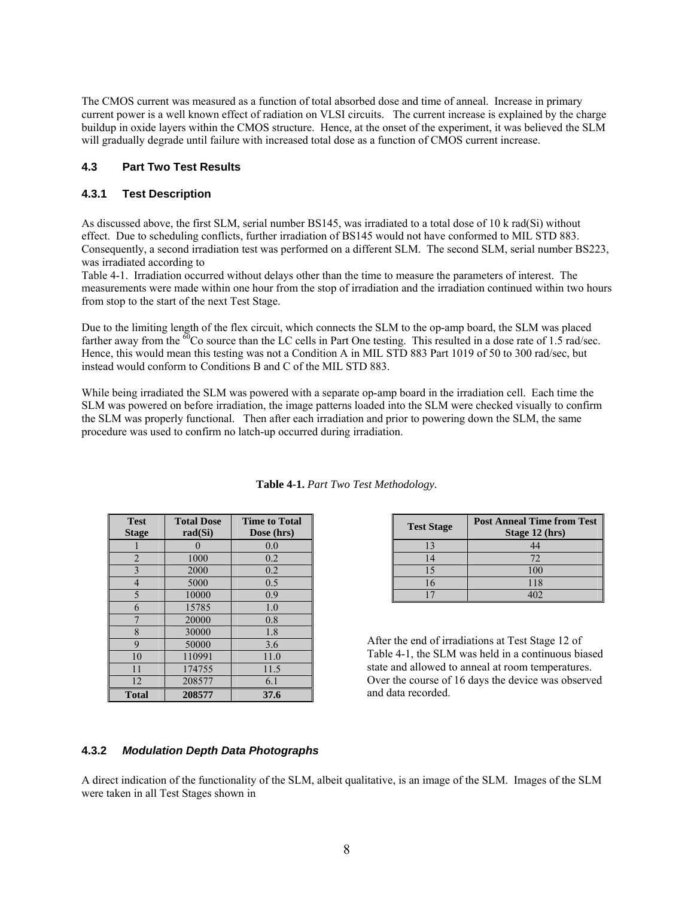The CMOS current was measured as a function of total absorbed dose and time of anneal. Increase in primary current power is a well known effect of radiation on VLSI circuits. The current increase is explained by the charge buildup in oxide layers within the CMOS structure. Hence, at the onset of the experiment, it was believed the SLM will gradually degrade until failure with increased total dose as a function of CMOS current increase.

### 4.3 Part Two Test Results

#### 4.3.1 Test Description

As discussed above, the first SLM, serial number BS145, was irradiated to a total dose of 10 k rad(Si) without effect. Due to scheduling conflicts, further irradiation of BS145 would not have conformed to MIL STD 883. Consequently, a second irradiation test was performed on a different SLM. The second SLM, serial number BS223, was irradiated according to

Table 4-1. Irradiation occurred without delays other than the time to measure the parameters of interest. The measurements were made within one hour from the stop of irradiation and the irradiation continued within two hours from stop to the start of the next Test Stage.

Due to the limiting length of the flex circuit, which connects the SLM to the op-amp board, the SLM was placed farther away from the $^{60}Co$ source than the LC cells in Part One testing. This resulted in a dose rate of 1.5 rad/sec. Hence, this would mean this testing was not a Condition A in MIL STD 883 Part 1019 of 50 to 300 rad/sec, but instead would conform to Conditions B and C of the MIL STD 883.

While being irradiated the SLM was powered with a separate op-amp board in the irradiation cell. Each time the SLM was powered on before irradiation, the image patterns loaded into the SLM were checked visually to confirm the SLM was properly functional. Then after each irradiation and prior to powering down the SLM, the same procedure was used to confirm no latch-up occurred during irradiation.

**Table 4-1.** *Part Two Test Methodology.*

| Test Stage | Total Dose rad(Si) | Time to Total Dose (hrs) |
|---|---|---|
| 1 | 0 | 0.0 |
| 2 | 1000 | 0.2 |
| 3 | 2000 | 0.2 |
| 4 | 5000 | 0.5 |
| 5 | 10000 | 0.9 |
| 6 | 15785 | 1.0 |
| 7 | 20000 | 0.8 |
| 8 | 30000 | 1.8 |
| 9 | 50000 | 3.6 |
| 10 | 110991 | 11.0 |
| 11 | 174755 | 11.5 |
| 12 | 208577 | 6.1 |
| **Total** | **208577** | **37.6** |

| Test Stage | Post Anneal Time from Test Stage 12 (hrs) |
|---|---|
| 13 | 44 |
| 14 | 72 |
| 15 | 100 |
| 16 | 118 |
| 17 | 402 |

After the end of irradiations at Test Stage 12 of Table 4-1, the SLM was held in a continuous biased state and allowed to anneal at room temperatures. Over the course of 16 days the device was observed and data recorded.

#### 4.3.2 *Modulation Depth Data Photographs*

A direct indication of the functionality of the SLM, albeit qualitative, is an image of the SLM. Images of the SLM were taken in all Test Stages shown in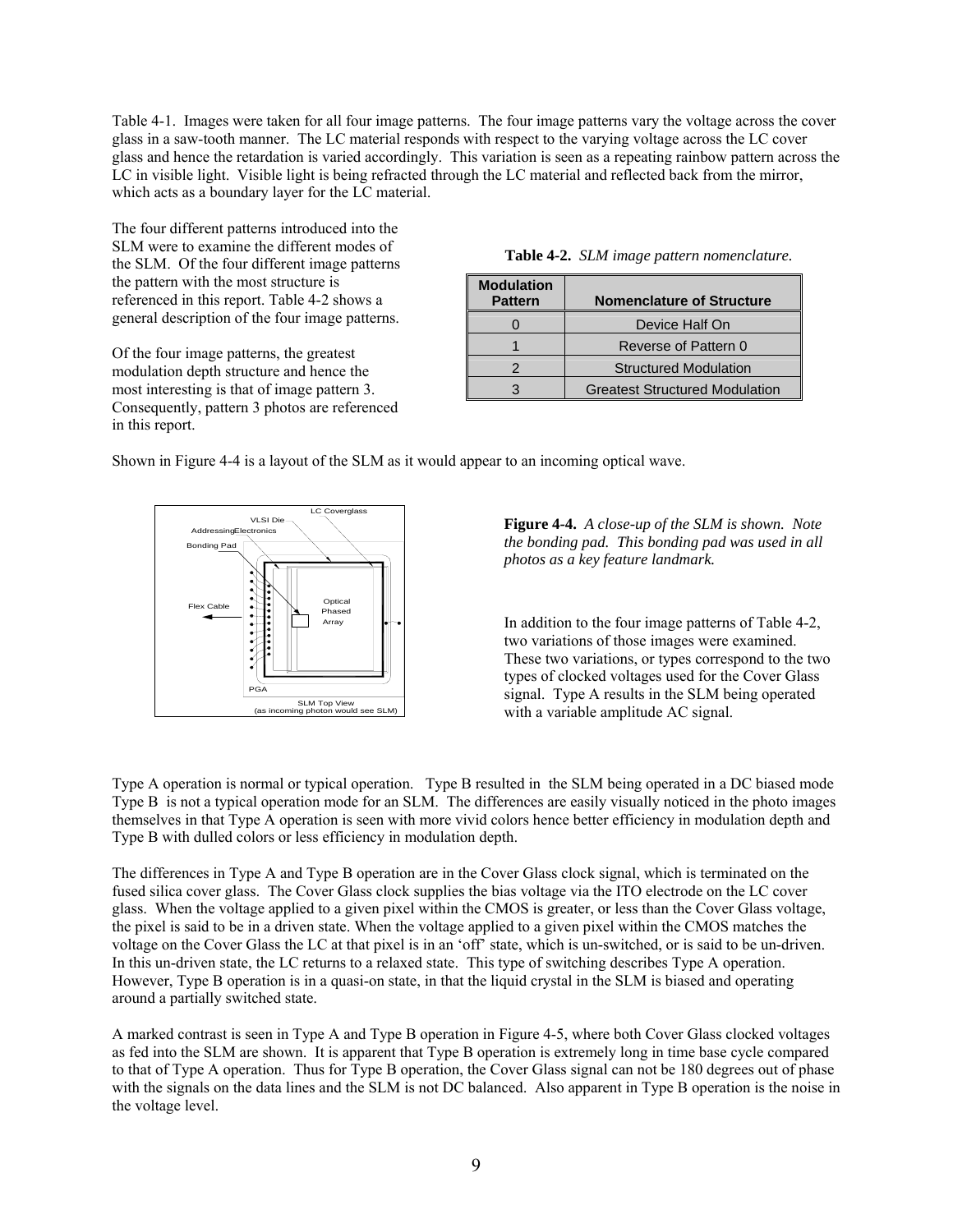Table 4-1. Images were taken for all four image patterns. The four image patterns vary the voltage across the cover glass in a saw-tooth manner. The LC material responds with respect to the varying voltage across the LC cover glass and hence the retardation is varied accordingly. This variation is seen as a repeating rainbow pattern across the LC in visible light. Visible light is being refracted through the LC material and reflected back from the mirror, which acts as a boundary layer for the LC material.

The four different patterns introduced into the SLM were to examine the different modes of the SLM. Of the four different image patterns the pattern with the most structure is referenced in this report. Table 4-2 shows a general description of the four image patterns.

Of the four image patterns, the greatest modulation depth structure and hence the most interesting is that of image pattern 3. Consequently, pattern 3 photos are referenced in this report.

**Table 4-2.** *SLM image pattern nomenclature.*

| Modulation Pattern | Nomenclature of Structure |
|---|---|
| 0 | Device Half On |
| 1 | Reverse of Pattern 0 |
| 2 | Structured Modulation |
| 3 | Greatest Structured Modulation |

Shown in Figure 4-4 is a layout of the SLM as it would appear to an incoming optical wave.

LC Coverglass
VLSI Die
AddressingElectronics
Bonding Pad
Flex Cable
Optical
Phased
Array
PGA
SLM Top View
(as incoming photon would see SLM)

**Figure 4-4.** *A close-up of the SLM is shown. Note the bonding pad. This bonding pad was used in all photos as a key feature landmark.*

In addition to the four image patterns of Table 4-2, two variations of those images were examined. These two variations, or types correspond to the two types of clocked voltages used for the Cover Glass signal. Type A results in the SLM being operated with a variable amplitude AC signal.

Type A operation is normal or typical operation. Type B resulted in the SLM being operated in a DC biased mode Type B is not a typical operation mode for an SLM. The differences are easily visually noticed in the photo images themselves in that Type A operation is seen with more vivid colors hence better efficiency in modulation depth and Type B with dulled colors or less efficiency in modulation depth.

The differences in Type A and Type B operation are in the Cover Glass clock signal, which is terminated on the fused silica cover glass. The Cover Glass clock supplies the bias voltage via the ITO electrode on the LC cover glass. When the voltage applied to a given pixel within the CMOS is greater, or less than the Cover Glass voltage, the pixel is said to be in a driven state. When the voltage applied to a given pixel within the CMOS matches the voltage on the Cover Glass the LC at that pixel is in an 'off' state, which is un-switched, or is said to be un-driven. In this un-driven state, the LC returns to a relaxed state. This type of switching describes Type A operation. However, Type B operation is in a quasi-on state, in that the liquid crystal in the SLM is biased and operating around a partially switched state.

A marked contrast is seen in Type A and Type B operation in Figure 4-5, where both Cover Glass clocked voltages as fed into the SLM are shown. It is apparent that Type B operation is extremely long in time base cycle compared to that of Type A operation. Thus for Type B operation, the Cover Glass signal can not be 180 degrees out of phase with the signals on the data lines and the SLM is not DC balanced. Also apparent in Type B operation is the noise in the voltage level.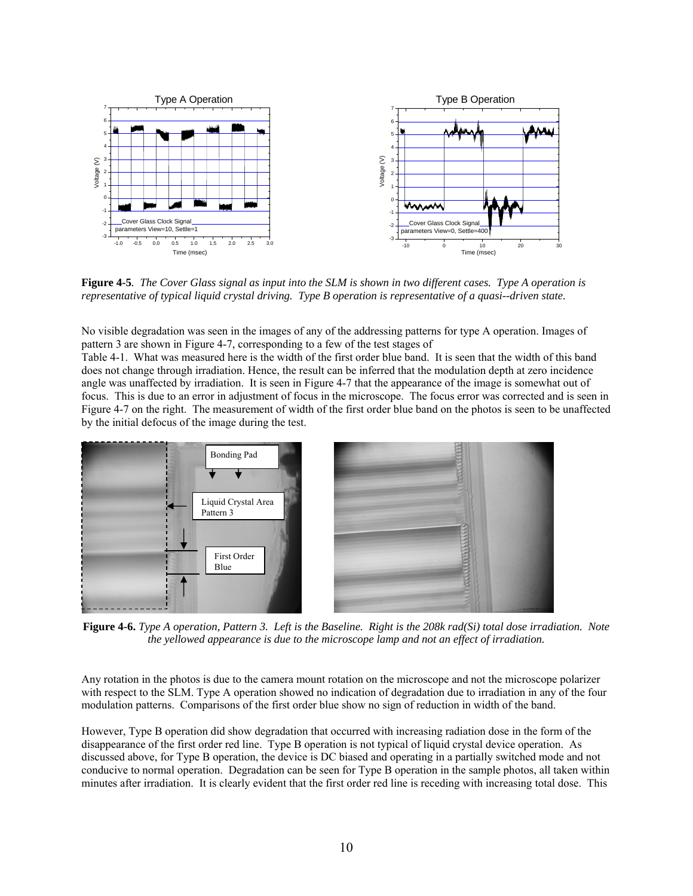Type A Operation

7
6
5
4
3
2
1
0
-1
-2
-3

Voltage (V)

Cover Glass Clock Signal
parameters View=10, Settle=1

-1.0 -0.5 0.0 0.5 1.0 1.5 2.0 2.5 3.0

Time (msec)

Type B Operation

7
6
5
4
3
2
1
0
-1
-2
-3

Voltage (V)

Cover Glass Clock Signal
parameters View=0, Settle=400

-10 0 10 20 30

Time (msec)

**Figure 4-5**. *The Cover Glass signal as input into the SLM is shown in two different cases. Type A operation is representative of typical liquid crystal driving. Type B operation is representative of a quasi--driven state.*

No visible degradation was seen in the images of any of the addressing patterns for type A operation. Images of pattern 3 are shown in Figure 4-7, corresponding to a few of the test stages of Table 4-1. What was measured here is the width of the first order blue band. It is seen that the width of this band does not change through irradiation. Hence, the result can be inferred that the modulation depth at zero incidence angle was unaffected by irradiation. It is seen in Figure 4-7 that the appearance of the image is somewhat out of focus. This is due to an error in adjustment of focus in the microscope. The focus error was corrected and is seen in Figure 4-7 on the right. The measurement of width of the first order blue band on the photos is seen to be unaffected by the initial defocus of the image during the test.

Bonding Pad

Liquid Crystal Area
Pattern 3

First Order
Blue

**Figure 4-6.** *Type A operation, Pattern 3. Left is the Baseline. Right is the 208k rad(Si) total dose irradiation. Note the yellowed appearance is due to the microscope lamp and not an effect of irradiation.*

Any rotation in the photos is due to the camera mount rotation on the microscope and not the microscope polarizer with respect to the SLM. Type A operation showed no indication of degradation due to irradiation in any of the four modulation patterns. Comparisons of the first order blue show no sign of reduction in width of the band.

However, Type B operation did show degradation that occurred with increasing radiation dose in the form of the disappearance of the first order red line. Type B operation is not typical of liquid crystal device operation. As discussed above, for Type B operation, the device is DC biased and operating in a partially switched mode and not conducive to normal operation. Degradation can be seen for Type B operation in the sample photos, all taken within minutes after irradiation. It is clearly evident that the first order red line is receding with increasing total dose. This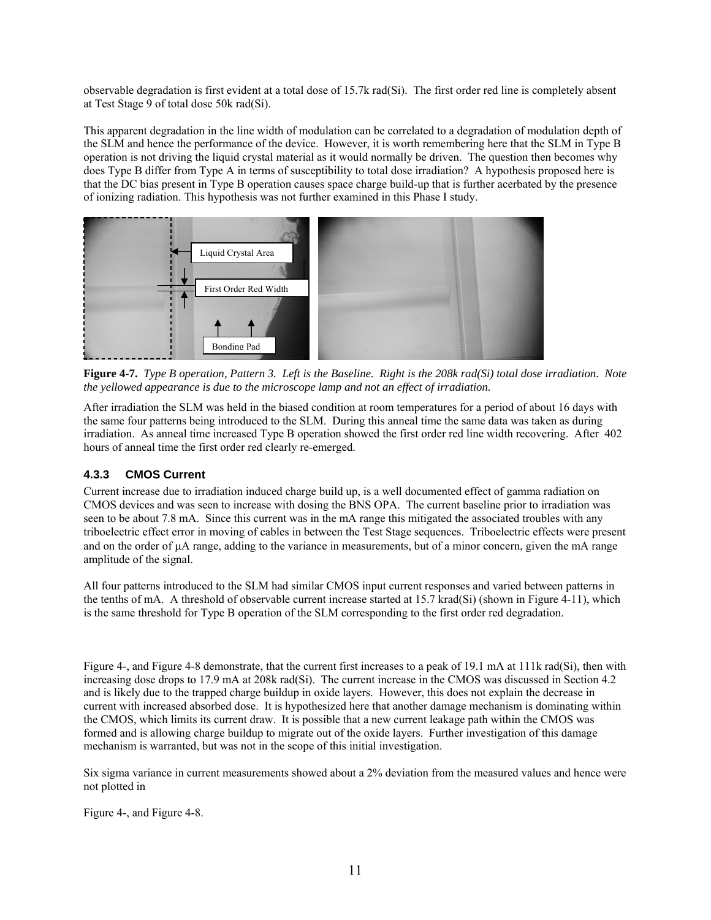observable degradation is first evident at a total dose of 15.7k rad(Si). The first order red line is completely absent at Test Stage 9 of total dose 50k rad(Si).

This apparent degradation in the line width of modulation can be correlated to a degradation of modulation depth of the SLM and hence the performance of the device. However, it is worth remembering here that the SLM in Type B operation is not driving the liquid crystal material as it would normally be driven. The question then becomes why does Type B differ from Type A in terms of susceptibility to total dose irradiation? A hypothesis proposed here is that the DC bias present in Type B operation causes space charge build-up that is further acerbated by the presence of ionizing radiation. This hypothesis was not further examined in this Phase I study.

**Figure 4-7.** *Type B operation, Pattern 3. Left is the Baseline. Right is the 208k rad(Si) total dose irradiation. Note the yellowed appearance is due to the microscope lamp and not an effect of irradiation.*

After irradiation the SLM was held in the biased condition at room temperatures for a period of about 16 days with the same four patterns being introduced to the SLM. During this anneal time the same data was taken as during irradiation. As anneal time increased Type B operation showed the first order red line width recovering. After 402 hours of anneal time the first order red clearly re-emerged.

### 4.3.3 CMOS Current

Current increase due to irradiation induced charge build up, is a well documented effect of gamma radiation on CMOS devices and was seen to increase with dosing the BNS OPA. The current baseline prior to irradiation was seen to be about 7.8 mA. Since this current was in the mA range this mitigated the associated troubles with any triboelectric effect error in moving of cables in between the Test Stage sequences. Triboelectric effects were present and on the order of μA range, adding to the variance in measurements, but of a minor concern, given the mA range amplitude of the signal.

All four patterns introduced to the SLM had similar CMOS input current responses and varied between patterns in the tenths of mA. A threshold of observable current increase started at 15.7 krad(Si) (shown in Figure 4-11), which is the same threshold for Type B operation of the SLM corresponding to the first order red degradation.

Figure 4-, and Figure 4-8 demonstrate, that the current first increases to a peak of 19.1 mA at 111k rad(Si), then with increasing dose drops to 17.9 mA at 208k rad(Si). The current increase in the CMOS was discussed in Section 4.2 and is likely due to the trapped charge buildup in oxide layers. However, this does not explain the decrease in current with increased absorbed dose. It is hypothesized here that another damage mechanism is dominating within the CMOS, which limits its current draw. It is possible that a new current leakage path within the CMOS was formed and is allowing charge buildup to migrate out of the oxide layers. Further investigation of this damage mechanism is warranted, but was not in the scope of this initial investigation.

Six sigma variance in current measurements showed about a 2% deviation from the measured values and hence were not plotted in

Figure 4-, and Figure 4-8.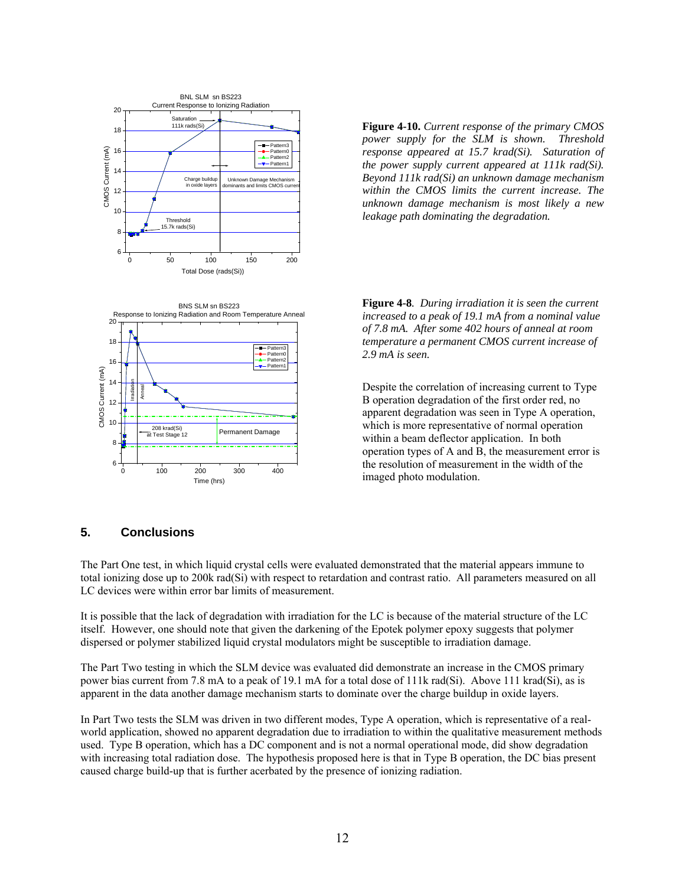BNL SLM sn BS223

Current Response to Ionizing Radiation

Saturation
111k rads(Si)

Threshold
15.7k rads(Si)

Charge buildup
in oxide layers

Unknown Damage Mechanism
dominants and limits CMOS current

Pattern3
Pattern0
Pattern2
Pattern1

CMOS Current (mA)

Total Dose (rads(Si))

**Figure 4-10.** *Current response of the primary CMOS power supply for the SLM is shown. Threshold response appeared at 15.7 krad(Si). Saturation of the power supply current appeared at 111k rad(Si). Beyond 111k rad(Si) an unknown damage mechanism within the CMOS limits the current increase. The unknown damage mechanism is most likely a new leakage path dominating the degradation.*

BNS SLM sn BS223

Response to Ionizing Radiation and Room Temperature Anneal

Irradiation
Anneal

208 krad(Si)
at Test Stage 12

Permanent Damage

Pattern3
Pattern0
Pattern2
Pattern1

CMOS Current (mA)

Time (hrs)

**Figure 4-8**. *During irradiation it is seen the current increased to a peak of 19.1 mA from a nominal value of 7.8 mA. After some 402 hours of anneal at room temperature a permanent CMOS current increase of 2.9 mA is seen.*

Despite the correlation of increasing current to Type B operation degradation of the first order red, no apparent degradation was seen in Type A operation, which is more representative of normal operation within a beam deflector application. In both operation types of A and B, the measurement error is the resolution of measurement in the width of the imaged photo modulation.

## 5. Conclusions

The Part One test, in which liquid crystal cells were evaluated demonstrated that the material appears immune to total ionizing dose up to 200k rad(Si) with respect to retardation and contrast ratio. All parameters measured on all LC devices were within error bar limits of measurement.

It is possible that the lack of degradation with irradiation for the LC is because of the material structure of the LC itself. However, one should note that given the darkening of the Epotek polymer epoxy suggests that polymer dispersed or polymer stabilized liquid crystal modulators might be susceptible to irradiation damage.

The Part Two testing in which the SLM device was evaluated did demonstrate an increase in the CMOS primary power bias current from 7.8 mA to a peak of 19.1 mA for a total dose of 111k rad(Si). Above 111 krad(Si), as is apparent in the data another damage mechanism starts to dominate over the charge buildup in oxide layers.

In Part Two tests the SLM was driven in two different modes, Type A operation, which is representative of a real-world application, showed no apparent degradation due to irradiation to within the qualitative measurement methods used. Type B operation, which has a DC component and is not a normal operational mode, did show degradation with increasing total radiation dose. The hypothesis proposed here is that in Type B operation, the DC bias present caused charge build-up that is further acerbated by the presence of ionizing radiation.